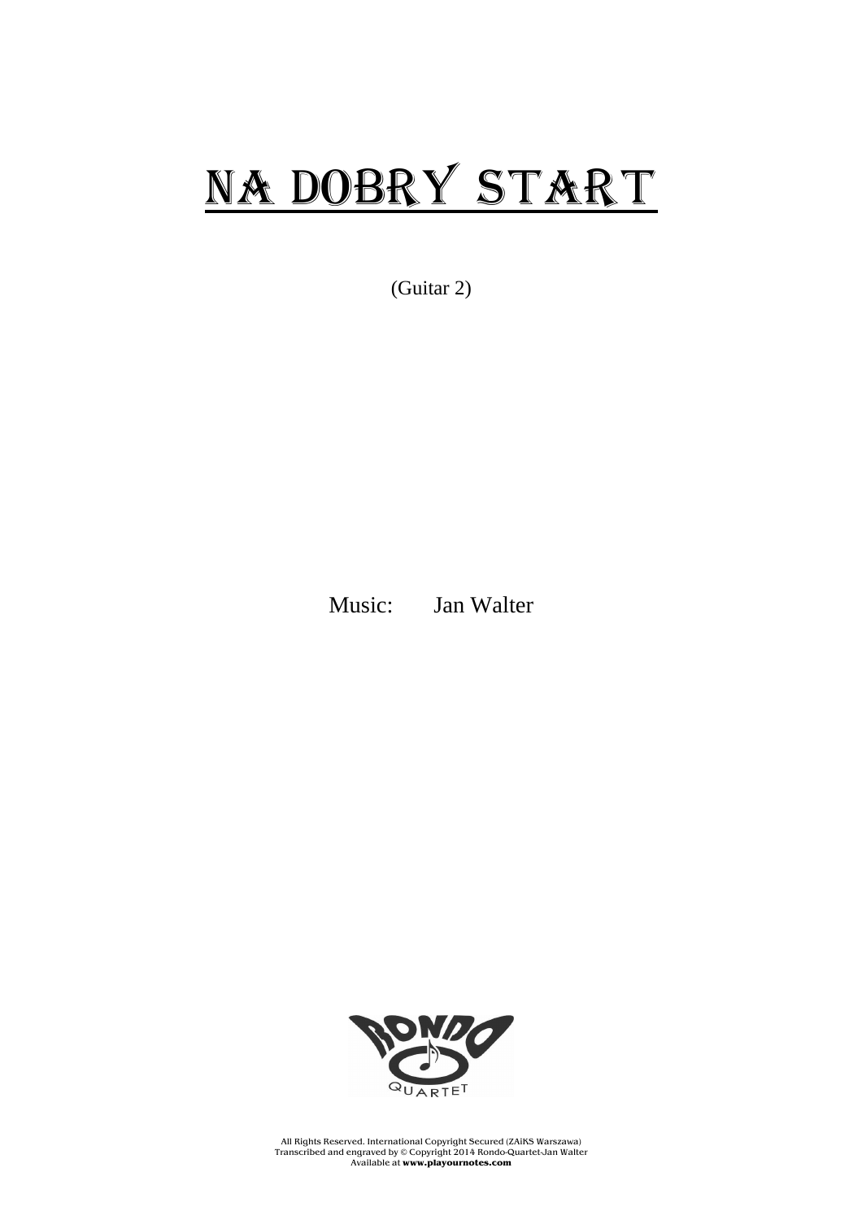# NA DOBRY START

(Guitar 2)

Music: Jan Walter

All Rights Reserved. International Copyright Secured (ZAiKS Warszawa)
Transcribed and engraved by © Copyright 2014 Rondo-Quartet-Jan Walter
Available at **www.playournotes.com**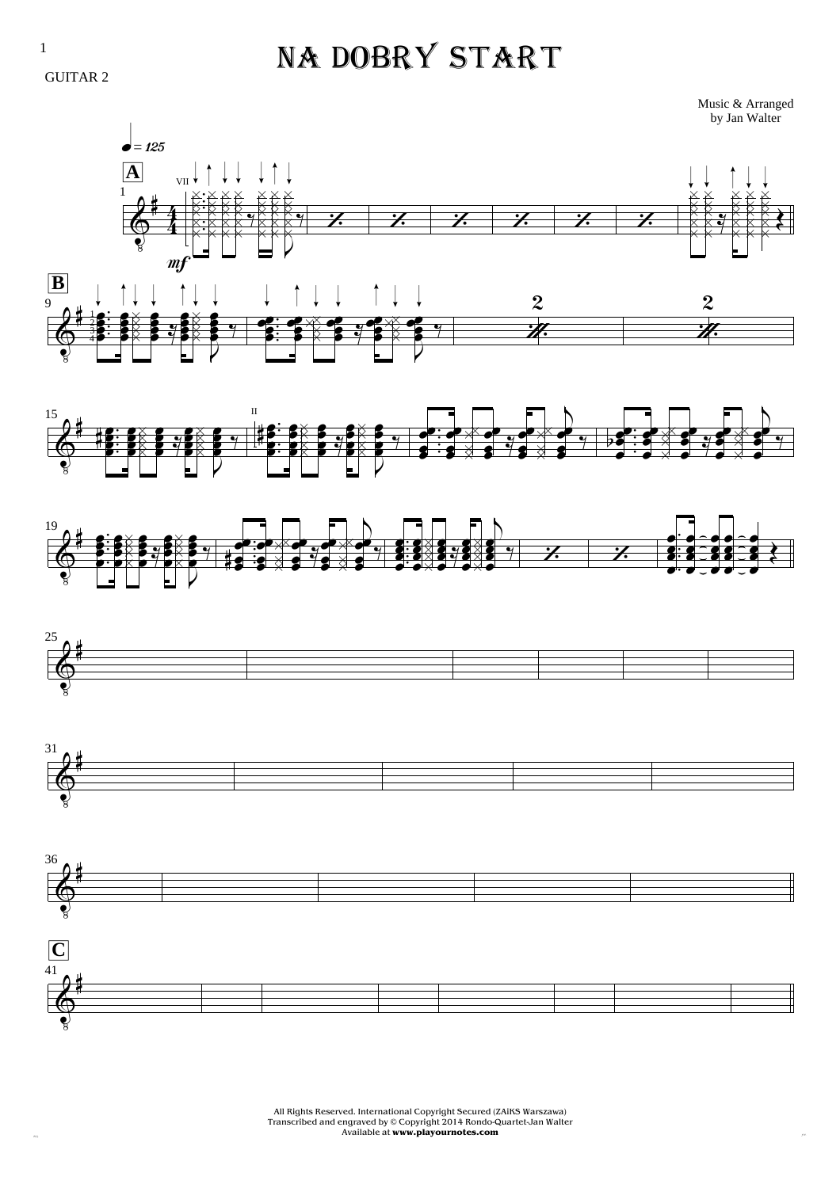# NA DOBRY START

GUITAR 2

Music & Arranged
by Jan Walter

All Rights Reserved. International Copyright Secured (ZAiKS Warszawa)
Transcribed and engraved by © Copyright 2014 Rondo-Quartet-Jan Walter
Available at **www.playournotes.com**